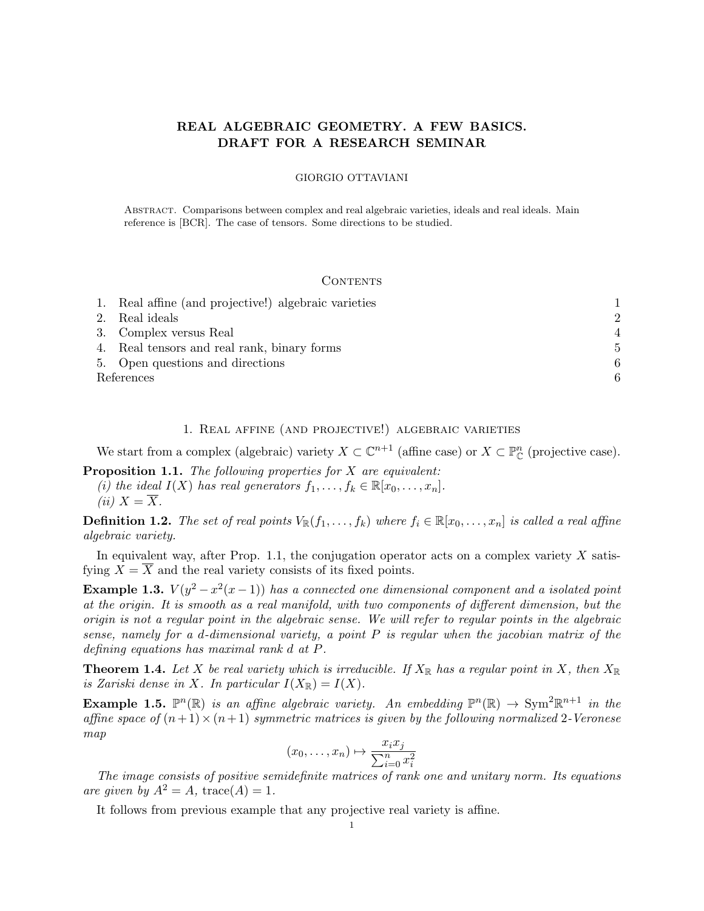# REAL ALGEBRAIC GEOMETRY. A FEW BASICS. DRAFT FOR A RESEARCH SEMINAR

GIORGIO OTTAVIANI

Abstract. Comparisons between complex and real algebraic varieties, ideals and real ideals. Main reference is [BCR]. The case of tensors. Some directions to be studied.

## Contents

1. Real affine (and projective!) algebraic varieties — 1
2. Real ideals — 2
3. Complex versus Real — 4
4. Real tensors and real rank, binary forms — 5
5. Open questions and directions — 6

References — 6

## 1. Real affine (and projective!) algebraic varieties

We start from a complex (algebraic) variety $X \subset \mathbb{C}^{n+1}$ (affine case) or $X \subset \mathbb{P}^n_{\mathbb{C}}$ (projective case).

**Proposition 1.1.** *The following properties for $X$ are equivalent:*
*(i) the ideal $I(X)$ has real generators $f_1, \ldots, f_k \in \mathbb{R}[x_0, \ldots, x_n]$.*
*(ii) $X = \overline{X}$.*

**Definition 1.2.** *The set of real points $V_{\mathbb{R}}(f_1, \ldots, f_k)$ where $f_i \in \mathbb{R}[x_0, \ldots, x_n]$ is called a real affine algebraic variety.*

In equivalent way, after Prop. 1.1, the conjugation operator acts on a complex variety $X$ satisfying $X = \overline{X}$ and the real variety consists of its fixed points.

**Example 1.3.** *$V(y^2 - x^2(x-1))$ has a connected one dimensional component and a isolated point at the origin. It is smooth as a real manifold, with two components of different dimension, but the origin is not a regular point in the algebraic sense. We will refer to regular points in the algebraic sense, namely for a $d$-dimensional variety, a point $P$ is regular when the jacobian matrix of the defining equations has maximal rank $d$ at $P$.*

**Theorem 1.4.** *Let $X$ be real variety which is irreducible. If $X_{\mathbb{R}}$ has a regular point in $X$, then $X_{\mathbb{R}}$ is Zariski dense in $X$. In particular $I(X_{\mathbb{R}}) = I(X)$.*

**Example 1.5.** *$\mathbb{P}^n(\mathbb{R})$ is an affine algebraic variety. An embedding $\mathbb{P}^n(\mathbb{R}) \to \mathrm{Sym}^2\mathbb{R}^{n+1}$ in the affine space of $(n+1)\times(n+1)$ symmetric matrices is given by the following normalized 2-Veronese map*

$$(x_0, \ldots, x_n) \mapsto \frac{x_i x_j}{\sum_{i=0}^n x_i^2}$$

*The image consists of positive semidefinite matrices of rank one and unitary norm. Its equations are given by $A^2 = A$, $\mathrm{trace}(A) = 1$.*

It follows from previous example that any projective real variety is affine.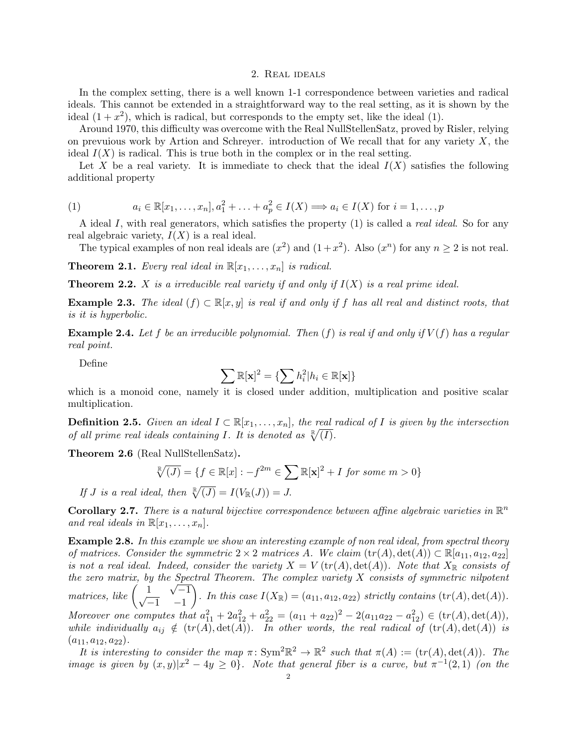## 2. Real ideals

In the complex setting, there is a well known 1-1 correspondence between varieties and radical ideals. This cannot be extended in a straightforward way to the real setting, as it is shown by the ideal $(1+x^2)$, which is radical, but corresponds to the empty set, like the ideal $(1)$.

Around 1970, this difficulty was overcome with the Real NullStellenSatz, proved by Risler, relying on prevuious work by Artion and Schreyer. introduction of We recall that for any variety $X$, the ideal $I(X)$ is radical. This is true both in the complex or in the real setting.

Let $X$ be a real variety. It is immediate to check that the ideal $I(X)$ satisfies the following additional property

$$a_i \in \mathbb{R}[x_1, \ldots, x_n], a_1^2 + \ldots + a_p^2 \in I(X) \Longrightarrow a_i \in I(X) \text{ for } i = 1, \ldots, p \tag{1}$$

A ideal $I$, with real generators, which satisfies the property (1) is called a *real ideal*. So for any real algebraic variety, $I(X)$ is a real ideal.

The typical examples of non real ideals are $(x^2)$ and $(1+x^2)$. Also $(x^n)$ for any $n \geq 2$ is not real.

**Theorem 2.1.** *Every real ideal in $\mathbb{R}[x_1, \ldots, x_n]$ is radical.*

**Theorem 2.2.** *$X$ is a irreducible real variety if and only if $I(X)$ is a real prime ideal.*

**Example 2.3.** *The ideal $(f) \subset \mathbb{R}[x, y]$ is real if and only if $f$ has all real and distinct roots, that is it is hyperbolic.*

**Example 2.4.** *Let $f$ be an irreducible polynomial. Then $(f)$ is real if and only if $V(f)$ has a regular real point.*

Define

$$\sum \mathbb{R}[\mathbf{x}]^2 = \{\sum h_i^2 | h_i \in \mathbb{R}[\mathbf{x}]\}$$

which is a monoid cone, namely it is closed under addition, multiplication and positive scalar multiplication.

**Definition 2.5.** *Given an ideal $I \subset \mathbb{R}[x_1, \ldots, x_n]$, the real radical of $I$ is given by the intersection of all prime real ideals containing $I$. It is denoted as $\sqrt[\mathbb{R}]{(I)}$.*

**Theorem 2.6** (Real NullStellenSatz)**.**

$$\sqrt[\mathbb{R}]{(J)} = \{f \in \mathbb{R}[x] : -f^{2m} \in \sum \mathbb{R}[\mathbf{x}]^2 + I \text{ for some } m > 0\}$$

*If $J$ is a real ideal, then $\sqrt[\mathbb{R}]{(J)} = I(V_{\mathbb{R}}(J)) = J$.*

**Corollary 2.7.** *There is a natural bijective correspondence between affine algebraic varieties in $\mathbb{R}^n$ and real ideals in $\mathbb{R}[x_1, \ldots, x_n]$.*

**Example 2.8.** *In this example we show an interesting example of non real ideal, from spectral theory of matrices. Consider the symmetric $2 \times 2$ matrices $A$. We claim $(\mathrm{tr}(A), \det(A)) \subset \mathbb{R}[a_{11}, a_{12}, a_{22}]$ is not a real ideal. Indeed, consider the variety $X = V(\mathrm{tr}(A), \det(A))$. Note that $X_{\mathbb{R}}$ consists of the zero matrix, by the Spectral Theorem. The complex variety $X$ consists of symmetric nilpotent matrices, like $\begin{pmatrix} 1 & \sqrt{-1} \\ \sqrt{-1} & -1 \end{pmatrix}$. In this case $I(X_{\mathbb{R}}) = (a_{11}, a_{12}, a_{22})$ strictly contains $(\mathrm{tr}(A), \det(A))$. Moreover one computes that $a_{11}^2 + 2a_{12}^2 + a_{22}^2 = (a_{11} + a_{22})^2 - 2(a_{11}a_{22} - a_{12}^2) \in (\mathrm{tr}(A), \det(A))$, while individually $a_{ij} \notin (\mathrm{tr}(A), \det(A))$. In other words, the real radical of $(\mathrm{tr}(A), \det(A))$ is $(a_{11}, a_{12}, a_{22})$.*

*It is interesting to consider the map $\pi \colon \mathrm{Sym}^2\mathbb{R}^2 \to \mathbb{R}^2$ such that $\pi(A) := (\mathrm{tr}(A), \det(A))$. The image is given by $(x, y) | x^2 - 4y \geq 0\}$. Note that general fiber is a curve, but $\pi^{-1}(2, 1)$ (on the*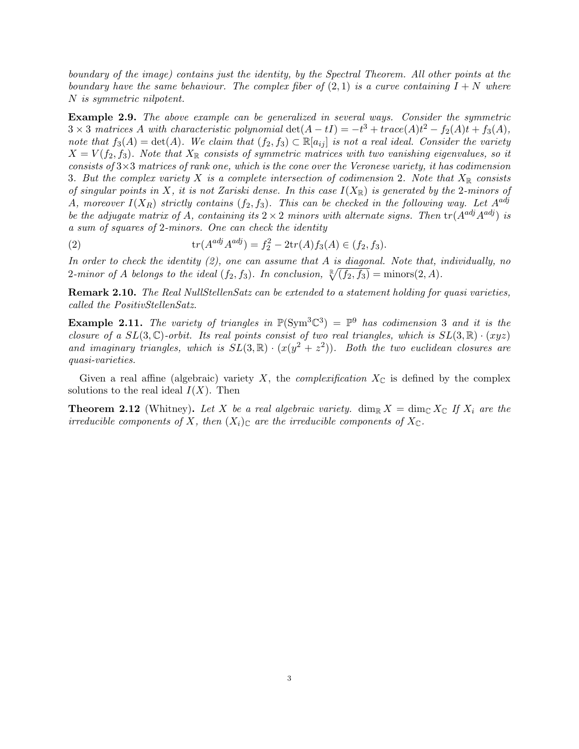*boundary of the image) contains just the identity, by the Spectral Theorem. All other points at the boundary have the same behaviour. The complex fiber of $(2,1)$ is a curve containing $I+N$ where $N$ is symmetric nilpotent.*

**Example 2.9.** *The above example can be generalized in several ways. Consider the symmetric $3\times 3$ matrices $A$ with characteristic polynomial $\det(A-tI) = -t^3 + trace(A)t^2 - f_2(A)t + f_3(A)$, note that $f_3(A) = \det(A)$. We claim that $(f_2, f_3) \subset \mathbb{R}[a_{ij}]$ is not a real ideal. Consider the variety $X = V(f_2, f_3)$. Note that $X_{\mathbb{R}}$ consists of symmetric matrices with two vanishing eigenvalues, so it consists of $3\times 3$ matrices of rank one, which is the cone over the Veronese variety, it has codimension 3. But the complex variety $X$ is a complete intersection of codimension 2. Note that $X_{\mathbb{R}}$ consists of singular points in $X$, it is not Zariski dense. In this case $I(X_{\mathbb{R}})$ is generated by the 2-minors of $A$, moreover $I(X_R)$ strictly contains $(f_2, f_3)$. This can be checked in the following way. Let $A^{adj}$ be the adjugate matrix of $A$, containing its $2\times 2$ minors with alternate signs. Then $\mathrm{tr}(A^{adj}A^{adj})$ is a sum of squares of 2-minors. One can check the identity*

$$\mathrm{tr}(A^{adj}A^{adj}) = f_2^2 - 2\mathrm{tr}(A)f_3(A) \in (f_2, f_3). \tag{2}$$

*In order to check the identity (2), one can assume that $A$ is diagonal. Note that, individually, no 2-minor of $A$ belongs to the ideal $(f_2, f_3)$. In conclusion, $\sqrt[\mathbb{R}]{(f_2, f_3)} = \mathrm{minors}(2, A)$.*

**Remark 2.10.** *The Real NullStellenSatz can be extended to a statement holding for quasi varieties, called the PositivStellenSatz.*

**Example 2.11.** *The variety of triangles in $\mathbb{P}(\mathrm{Sym}^3\mathbb{C}^3) = \mathbb{P}^9$ has codimension 3 and it is the closure of a $SL(3,\mathbb{C})$-orbit. Its real points consist of two real triangles, which is $SL(3,\mathbb{R})\cdot(xyz)$ and imaginary triangles, which is $SL(3,\mathbb{R})\cdot(x(y^2+z^2))$. Both the two euclidean closures are quasi-varieties.*

Given a real affine (algebraic) variety $X$, the *complexification* $X_{\mathbb{C}}$ is defined by the complex solutions to the real ideal $I(X)$. Then

**Theorem 2.12** (Whitney)**.** *Let $X$ be a real algebraic variety. $\dim_{\mathbb{R}} X = \dim_{\mathbb{C}} X_{\mathbb{C}}$ If $X_i$ are the irreducible components of $X$, then $(X_i)_{\mathbb{C}}$ are the irreducible components of $X_{\mathbb{C}}$.*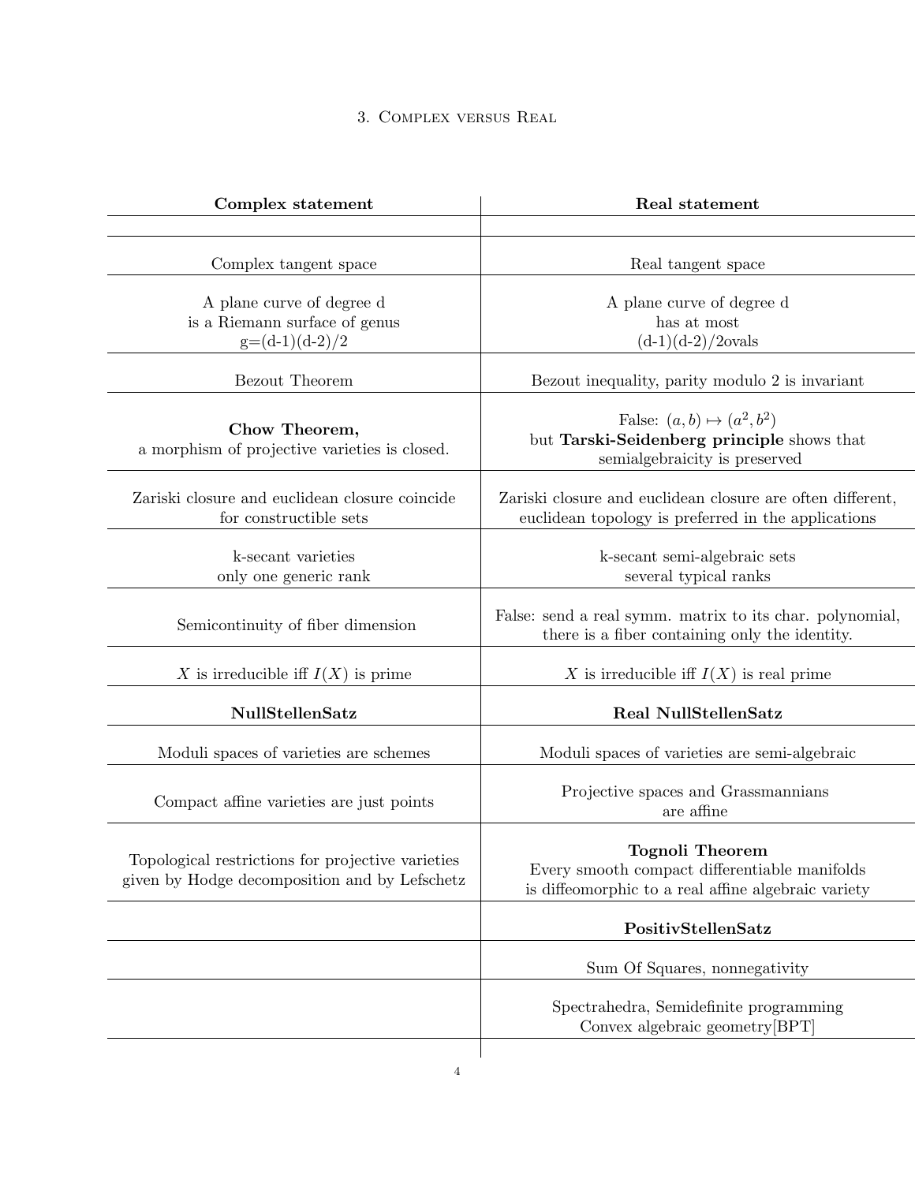## 3. Complex versus Real

| **Complex statement** | **Real statement** |
|---|---|
| | |
| Complex tangent space | Real tangent space |
| A plane curve of degree d is a Riemann surface of genus g=(d-1)(d-2)/2 | A plane curve of degree d has at most (d-1)(d-2)/2ovals |
| Bezout Theorem | Bezout inequality, parity modulo 2 is invariant |
| **Chow Theorem,** a morphism of projective varieties is closed. | False: $(a, b) \mapsto (a^2, b^2)$ but **Tarski-Seidenberg principle** shows that semialgebraicity is preserved |
| Zariski closure and euclidean closure coincide for constructible sets | Zariski closure and euclidean closure are often different, euclidean topology is preferred in the applications |
| k-secant varieties only one generic rank | k-secant semi-algebraic sets several typical ranks |
| Semicontinuity of fiber dimension | False: send a real symm. matrix to its char. polynomial, there is a fiber containing only the identity. |
| $X$ is irreducible iff $I(X)$ is prime | $X$ is irreducible iff $I(X)$ is real prime |
| **NullStellenSatz** | **Real NullStellenSatz** |
| Moduli spaces of varieties are schemes | Moduli spaces of varieties are semi-algebraic |
| Compact affine varieties are just points | Projective spaces and Grassmannians are affine |
| Topological restrictions for projective varieties given by Hodge decomposition and by Lefschetz | **Tognoli Theorem** Every smooth compact differentiable manifolds is diffeomorphic to a real affine algebraic variety |
| | **PositivStellenSatz** |
| | Sum Of Squares, nonnegativity |
| | Spectrahedra, Semidefinite programming Convex algebraic geometry[BPT] |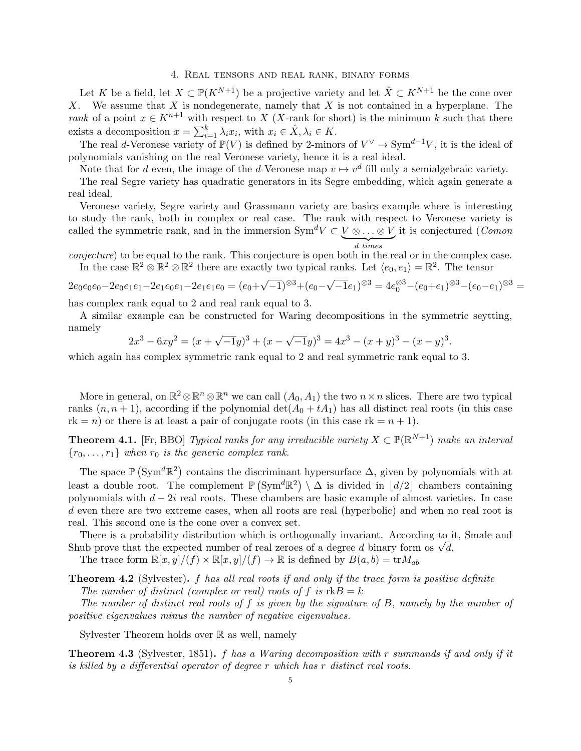## 4. Real tensors and real rank, binary forms

Let $K$ be a field, let $X \subset \mathbb{P}(K^{N+1})$ be a projective variety and let $\hat{X} \subset K^{N+1}$ be the cone over $X$. We assume that $X$ is nondegenerate, namely that $X$ is not contained in a hyperplane. The *rank* of a point $x \in K^{n+1}$ with respect to $X$ ($X$-rank for short) is the minimum $k$ such that there exists a decomposition $x = \sum_{i=1}^{k} \lambda_i x_i$, with $x_i \in \hat{X}, \lambda_i \in K$.

The real $d$-Veronese variety of $\mathbb{P}(V)$ is defined by 2-minors of $V^\vee \to \mathrm{Sym}^{d-1}V$, it is the ideal of polynomials vanishing on the real Veronese variety, hence it is a real ideal.

Note that for $d$ even, the image of the $d$-Veronese map $v \mapsto v^d$ fill only a semialgebraic variety.

The real Segre variety has quadratic generators in its Segre embedding, which again generate a real ideal.

Veronese variety, Segre variety and Grassmann variety are basics example where is interesting to study the rank, both in complex or real case. The rank with respect to Veronese variety is called the symmetric rank, and in the immersion $\mathrm{Sym}^d V \subset \underbrace{V \otimes \ldots \otimes V}_{d \text{ times}}$ it is conjectured (*Comon conjecture*) to be equal to the rank. This conjecture is open both in the real or in the complex case.

In the case $\mathbb{R}^2 \otimes \mathbb{R}^2 \otimes \mathbb{R}^2$ there are exactly two typical ranks. Let $\langle e_0, e_1 \rangle = \mathbb{R}^2$. The tensor

$$2e_0e_0e_0 - 2e_0e_1e_1 - 2e_1e_0e_1 - 2e_1e_1e_0 = (e_0 + \sqrt{-1})^{\otimes 3} + (e_0 - \sqrt{-1}e_1)^{\otimes 3} = 4e_0^{\otimes 3} - (e_0+e_1)^{\otimes 3} - (e_0-e_1)^{\otimes 3} =$$

has complex rank equal to 2 and real rank equal to 3.

A similar example can be constructed for Waring decompositions in the symmetric seytting, namely

$$2x^3 - 6xy^2 = (x + \sqrt{-1}y)^3 + (x - \sqrt{-1}y)^3 = 4x^3 - (x+y)^3 - (x-y)^3.$$

which again has complex symmetric rank equal to 2 and real symmetric rank equal to 3.

More in general, on $\mathbb{R}^2 \otimes \mathbb{R}^n \otimes \mathbb{R}^n$ we can call $(A_0, A_1)$ the two $n \times n$ slices. There are two typical ranks $(n, n+1)$, according if the polynomial $\det(A_0 + tA_1)$ has all distinct real roots (in this case $\mathrm{rk} = n$) or there is at least a pair of conjugate roots (in this case $\mathrm{rk} = n+1$).

**Theorem 4.1.** [Fr, BBO] *Typical ranks for any irreducible variety $X \subset \mathbb{P}(\mathbb{R}^{N+1})$ make an interval $\{r_0, \ldots, r_1\}$ when $r_0$ is the generic complex rank.*

The space $\mathbb{P}\left(\mathrm{Sym}^d \mathbb{R}^2\right)$ contains the discriminant hypersurface $\Delta$, given by polynomials with at least a double root. The complement $\mathbb{P}\left(\mathrm{Sym}^d \mathbb{R}^2\right) \setminus \Delta$ is divided in $\lfloor d/2 \rfloor$ chambers containing polynomials with $d - 2i$ real roots. These chambers are basic example of almost varieties. In case $d$ even there are two extreme cases, when all roots are real (hyperbolic) and when no real root is real. This second one is the cone over a convex set.

There is a probability distribution which is orthogonally invariant. According to it, Smale and Shub prove that the expected number of real zeroes of a degree $d$ binary form os $\sqrt{d}$.

The trace form $\mathbb{R}[x,y]/(f) \times \mathbb{R}[x,y]/(f) \to \mathbb{R}$ is defined by $B(a,b) = \mathrm{tr} M_{ab}$

**Theorem 4.2** (Sylvester)**.** *$f$ has all real roots if and only if the trace form is positive definite*

*The number of distinct (complex or real) roots of $f$ is $\mathrm{rk}B = k$*

*The number of distinct real roots of $f$ is given by the signature of $B$, namely by the number of positive eigenvalues minus the number of negative eigenvalues.*

Sylvester Theorem holds over $\mathbb{R}$ as well, namely

**Theorem 4.3** (Sylvester, 1851)**.** *$f$ has a Waring decomposition with $r$ summands if and only if it is killed by a differential operator of degree $r$ which has $r$ distinct real roots.*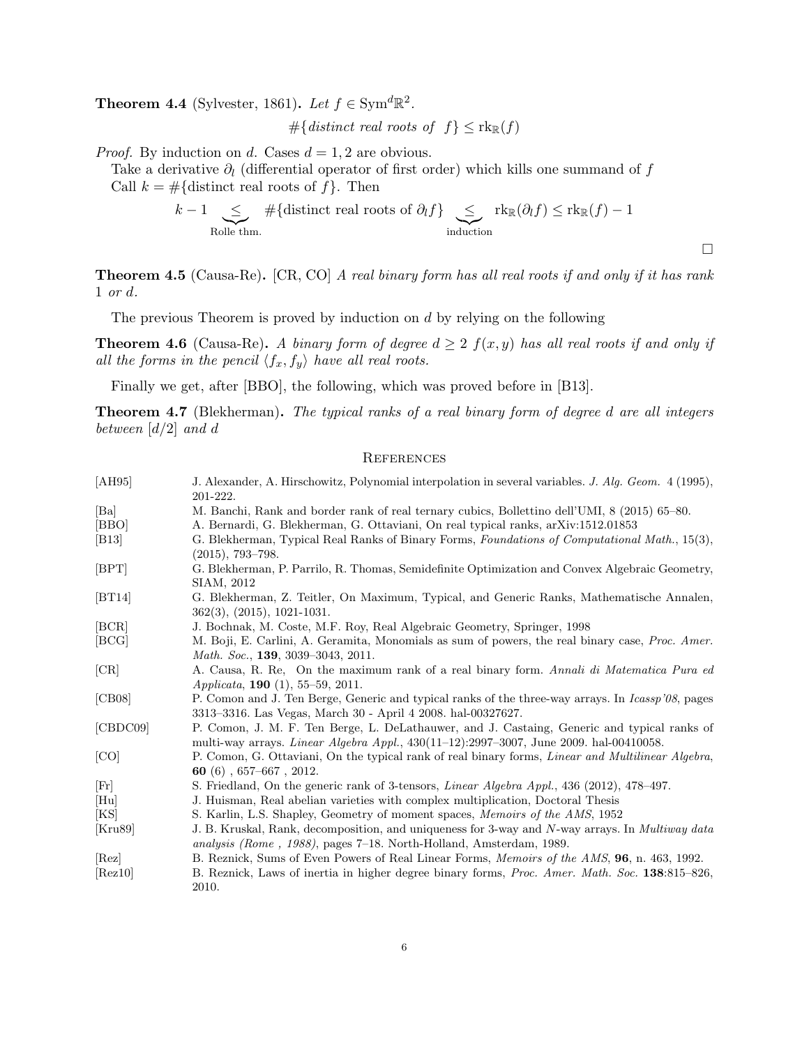**Theorem 4.4** (Sylvester, 1861)**.** *Let $f \in \mathrm{Sym}^d\mathbb{R}^2$.*

$$\#\{\textit{distinct real roots of } \ f\} \leq \mathrm{rk}_{\mathbb{R}}(f)$$

*Proof.* By induction on $d$. Cases $d = 1, 2$ are obvious.

Take a derivative $\partial_l$ (differential operator of first order) which kills one summand of $f$

Call $k = \#\{\text{distinct real roots of } f\}$. Then

$$k - 1 \underbrace{\leq}_{\text{Rolle thm.}} \#\{\text{distinct real roots of } \partial_l f\} \underbrace{\leq}_{\text{induction}} \mathrm{rk}_{\mathbb{R}}(\partial_l f) \leq \mathrm{rk}_{\mathbb{R}}(f) - 1$$

□

**Theorem 4.5** (Causa-Re)**.** [CR, CO] *A real binary form has all real roots if and only if it has rank 1 or $d$.*

The previous Theorem is proved by induction on $d$ by relying on the following

**Theorem 4.6** (Causa-Re)**.** *A binary form of degree $d \geq 2$ $f(x, y)$ has all real roots if and only if all the forms in the pencil $\langle f_x, f_y \rangle$ have all real roots.*

Finally we get, after [BBO], the following, which was proved before in [B13].

**Theorem 4.7** (Blekherman)**.** *The typical ranks of a real binary form of degree $d$ are all integers between $[d/2]$ and $d$*

## References

[AH95] J. Alexander, A. Hirschowitz, Polynomial interpolation in several variables. *J. Alg. Geom.* 4 (1995), 201-222.

[Ba] M. Banchi, Rank and border rank of real ternary cubics, Bollettino dell'UMI, 8 (2015) 65–80.

[BBO] A. Bernardi, G. Blekherman, G. Ottaviani, On real typical ranks, arXiv:1512.01853

[B13] G. Blekherman, Typical Real Ranks of Binary Forms, *Foundations of Computational Math.*, 15(3), (2015), 793–798.

[BPT] G. Blekherman, P. Parrilo, R. Thomas, Semidefinite Optimization and Convex Algebraic Geometry, SIAM, 2012

[BT14] G. Blekherman, Z. Teitler, On Maximum, Typical, and Generic Ranks, Mathematische Annalen, 362(3), (2015), 1021-1031.

[BCR] J. Bochnak, M. Coste, M.F. Roy, Real Algebraic Geometry, Springer, 1998

[BCG] M. Boji, E. Carlini, A. Geramita, Monomials as sum of powers, the real binary case, *Proc. Amer. Math. Soc.*, **139**, 3039–3043, 2011.

[CR] A. Causa, R. Re, On the maximum rank of a real binary form. *Annali di Matematica Pura ed Applicata*, **190** (1), 55–59, 2011.

[CB08] P. Comon and J. Ten Berge, Generic and typical ranks of the three-way arrays. In *Icassp'08*, pages 3313–3316. Las Vegas, March 30 - April 4 2008. hal-00327627.

[CBDC09] P. Comon, J. M. F. Ten Berge, L. DeLathauwer, and J. Castaing, Generic and typical ranks of multi-way arrays. *Linear Algebra Appl.*, 430(11–12):2997–3007, June 2009. hal-00410058.

[CO] P. Comon, G. Ottaviani, On the typical rank of real binary forms, *Linear and Multilinear Algebra*, **60** (6) , 657–667 , 2012.

[Fr] S. Friedland, On the generic rank of 3-tensors, *Linear Algebra Appl.*, 436 (2012), 478–497.

[Hu] J. Huisman, Real abelian varieties with complex multiplication, Doctoral Thesis

[KS] S. Karlin, L.S. Shapley, Geometry of moment spaces, *Memoirs of the AMS*, 1952

[Kru89] J. B. Kruskal, Rank, decomposition, and uniqueness for 3-way and N-way arrays. In *Multiway data analysis (Rome , 1988)*, pages 7–18. North-Holland, Amsterdam, 1989.

[Rez] B. Reznick, Sums of Even Powers of Real Linear Forms, *Memoirs of the AMS*, **96**, n. 463, 1992.

[Rez10] B. Reznick, Laws of inertia in higher degree binary forms, *Proc. Amer. Math. Soc.* **138**:815–826, 2010.